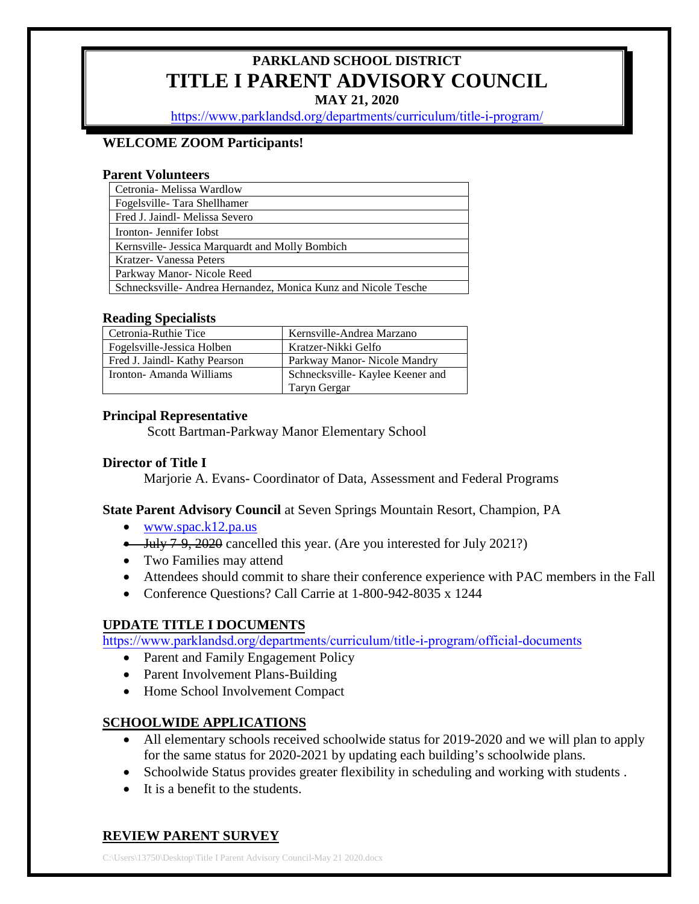# PARKLAND SCHOOL DISTRICT

# TITLE I PARENT ADVISORY COUNCIL

**MAY 21, 2020**

https://www.parklandsd.org/departments/curriculum/title-i-program/

**WELCOME ZOOM Participants!**

### Parent Volunteers

| |
|---|
| Cetronia- Melissa Wardlow |
| Fogelsville- Tara Shellhamer |
| Fred J. Jaindl- Melissa Severo |
| Ironton- Jennifer Iobst |
| Kernsville- Jessica Marquardt and Molly Bombich |
| Kratzer- Vanessa Peters |
| Parkway Manor- Nicole Reed |
| Schnecksville- Andrea Hernandez, Monica Kunz and Nicole Tesche |

### Reading Specialists

| | |
|---|---|
| Cetronia-Ruthie Tice | Kernsville-Andrea Marzano |
| Fogelsville-Jessica Holben | Kratzer-Nikki Gelfo |
| Fred J. Jaindl- Kathy Pearson | Parkway Manor- Nicole Mandry |
| Ironton- Amanda Williams | Schnecksville- Kaylee Keener and Taryn Gergar |

### Principal Representative

Scott Bartman-Parkway Manor Elementary School

### Director of Title I

Marjorie A. Evans- Coordinator of Data, Assessment and Federal Programs

**State Parent Advisory Council** at Seven Springs Mountain Resort, Champion, PA

- www.spac.k12.pa.us
- ~~July 7-9, 2020~~ cancelled this year. (Are you interested for July 2021?)
- Two Families may attend
- Attendees should commit to share their conference experience with PAC members in the Fall
- Conference Questions? Call Carrie at 1-800-942-8035 x 1244

## UPDATE TITLE I DOCUMENTS

https://www.parklandsd.org/departments/curriculum/title-i-program/official-documents

- Parent and Family Engagement Policy
- Parent Involvement Plans-Building
- Home School Involvement Compact

## SCHOOLWIDE APPLICATIONS

- All elementary schools received schoolwide status for 2019-2020 and we will plan to apply for the same status for 2020-2021 by updating each building's schoolwide plans.
- Schoolwide Status provides greater flexibility in scheduling and working with students .
- It is a benefit to the students.

## REVIEW PARENT SURVEY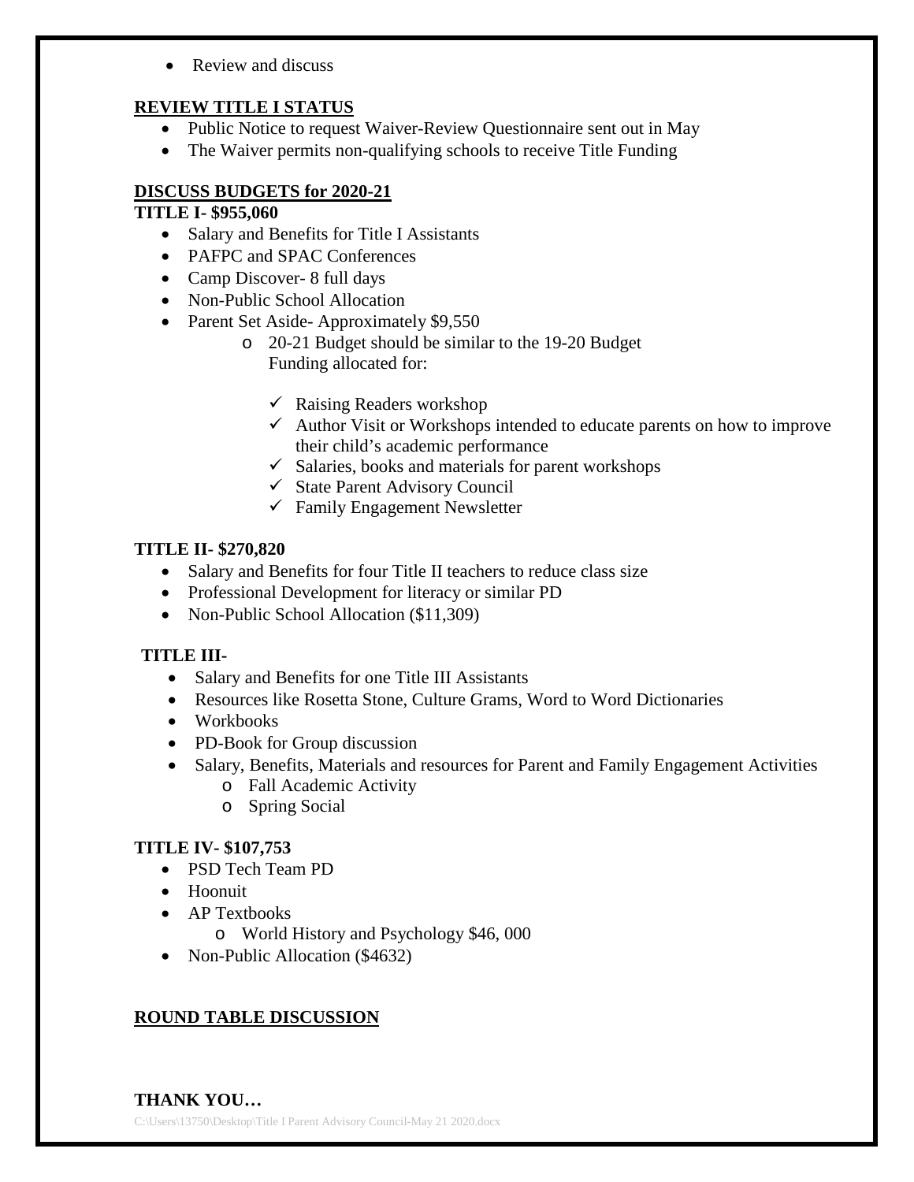- Review and discuss

## REVIEW TITLE I STATUS

- Public Notice to request Waiver-Review Questionnaire sent out in May
- The Waiver permits non-qualifying schools to receive Title Funding

## DISCUSS BUDGETS for 2020-21

**TITLE I- $955,060**

- Salary and Benefits for Title I Assistants
- PAFPC and SPAC Conferences
- Camp Discover- 8 full days
- Non-Public School Allocation
- Parent Set Aside- Approximately $9,550
  - 20-21 Budget should be similar to the 19-20 Budget
    Funding allocated for:
    - ✓ Raising Readers workshop
    - ✓ Author Visit or Workshops intended to educate parents on how to improve their child's academic performance
    - ✓ Salaries, books and materials for parent workshops
    - ✓ State Parent Advisory Council
    - ✓ Family Engagement Newsletter

**TITLE II- $270,820**

- Salary and Benefits for four Title II teachers to reduce class size
- Professional Development for literacy or similar PD
- Non-Public School Allocation ($11,309)

**TITLE III-**

- Salary and Benefits for one Title III Assistants
- Resources like Rosetta Stone, Culture Grams, Word to Word Dictionaries
- Workbooks
- PD-Book for Group discussion
- Salary, Benefits, Materials and resources for Parent and Family Engagement Activities
  - Fall Academic Activity
  - Spring Social

**TITLE IV- $107,753**

- PSD Tech Team PD
- Hoonuit
- AP Textbooks
  - World History and Psychology $46, 000
- Non-Public Allocation ($4632)

## ROUND TABLE DISCUSSION

**THANK YOU…**

C:\Users\13750\Desktop\Title I Parent Advisory Council-May 21 2020.docx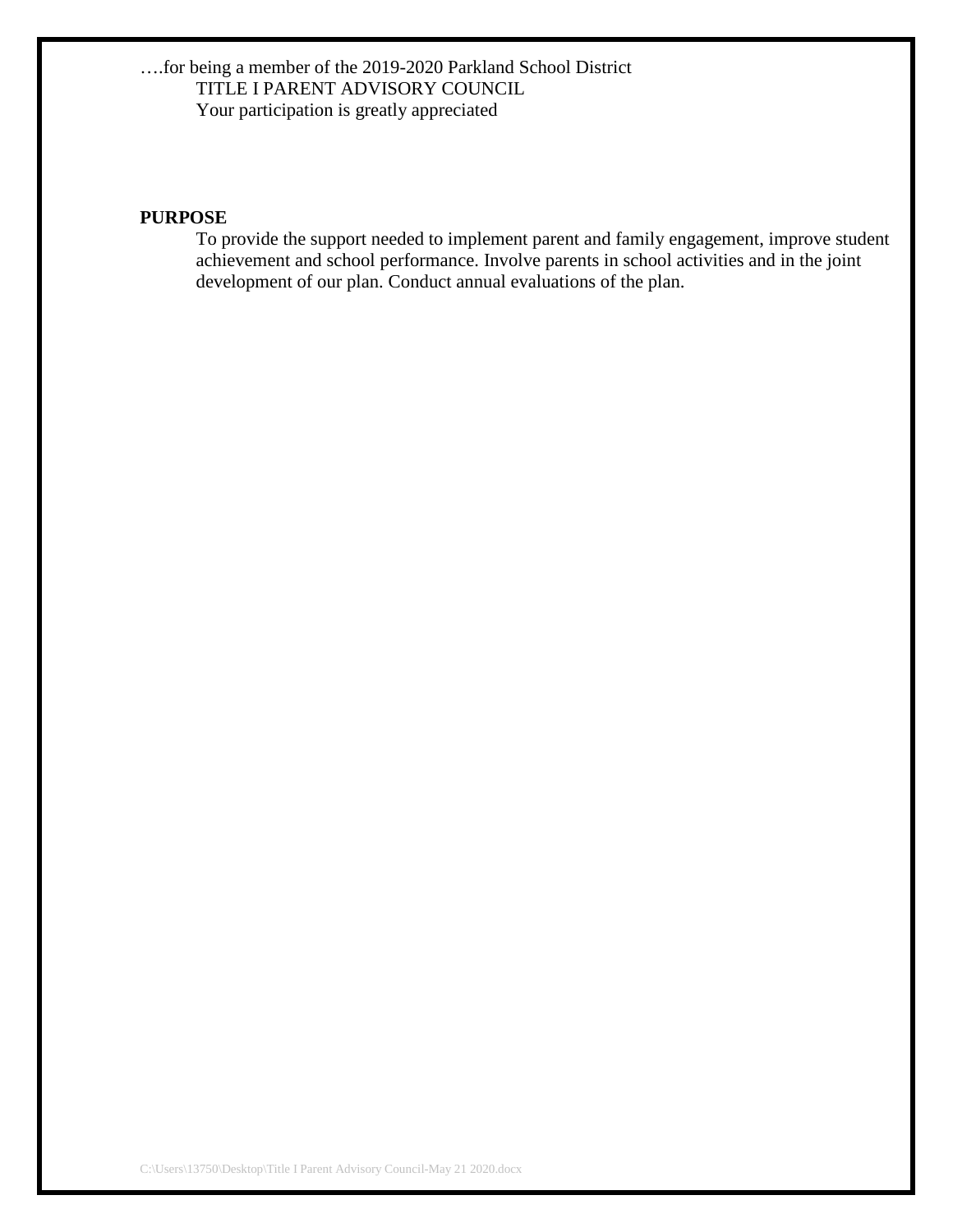….for being a member of the 2019-2020 Parkland School District

TITLE I PARENT ADVISORY COUNCIL

Your participation is greatly appreciated

**PURPOSE**

To provide the support needed to implement parent and family engagement, improve student achievement and school performance. Involve parents in school activities and in the joint development of our plan. Conduct annual evaluations of the plan.

C:\Users\13750\Desktop\Title I Parent Advisory Council-May 21 2020.docx